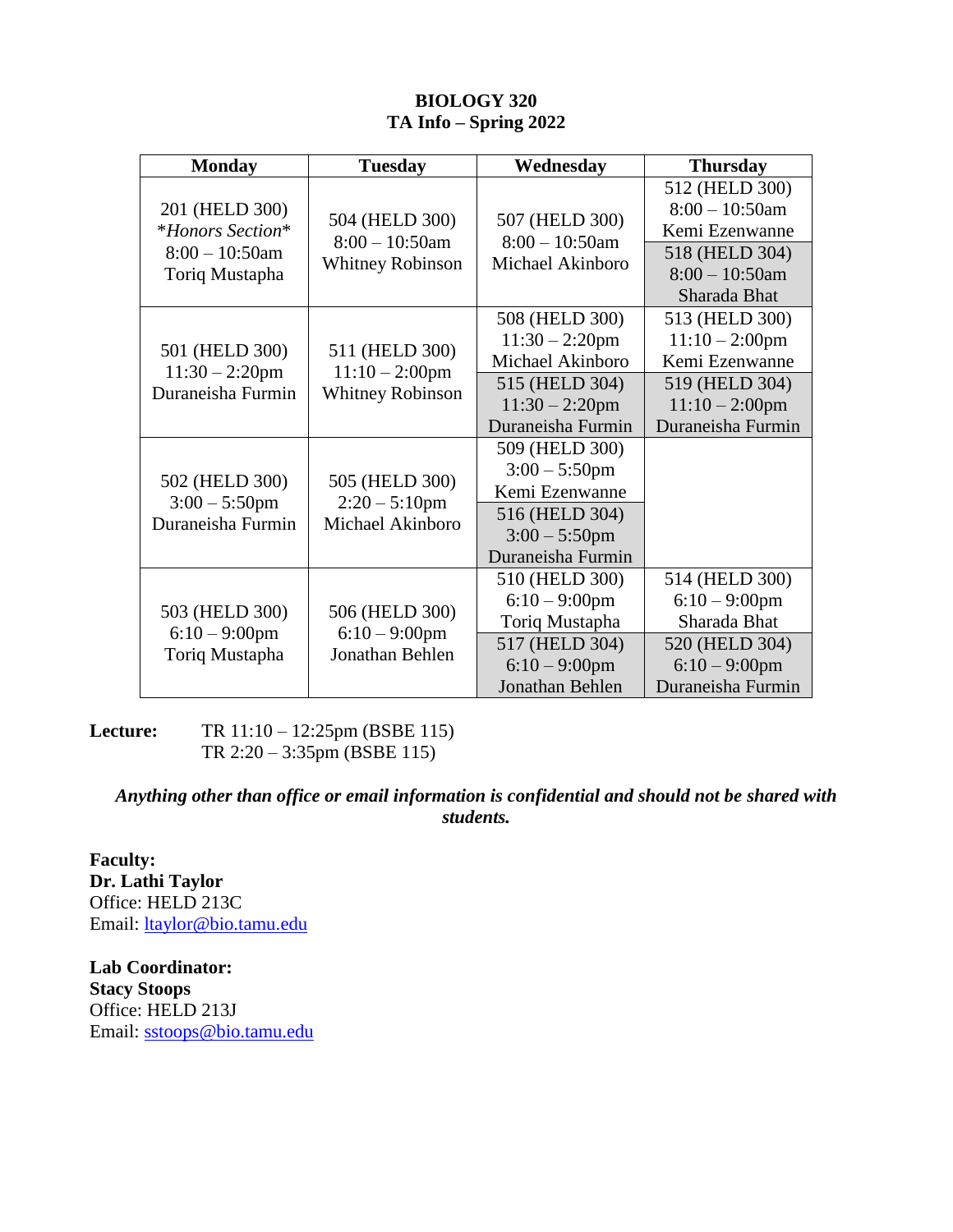**BIOLOGY 320**
**TA Info – Spring 2022**

| Monday | Tuesday | Wednesday | Thursday |
|---|---|---|---|
| 201 (HELD 300)<br>*Honors Section*<br>8:00 – 10:50am<br>Toriq Mustapha | 504 (HELD 300)<br>8:00 – 10:50am<br>Whitney Robinson | 507 (HELD 300)<br>8:00 – 10:50am<br>Michael Akinboro | 512 (HELD 300)<br>8:00 – 10:50am<br>Kemi Ezenwanne<br><br>518 (HELD 304)<br>8:00 – 10:50am<br>Sharada Bhat |
| 501 (HELD 300)<br>11:30 – 2:20pm<br>Duraneisha Furmin | 511 (HELD 300)<br>11:10 – 2:00pm<br>Whitney Robinson | 508 (HELD 300)<br>11:30 – 2:20pm<br>Michael Akinboro<br><br>515 (HELD 304)<br>11:30 – 2:20pm<br>Duraneisha Furmin | 513 (HELD 300)<br>11:10 – 2:00pm<br>Kemi Ezenwanne<br><br>519 (HELD 304)<br>11:10 – 2:00pm<br>Duraneisha Furmin |
| 502 (HELD 300)<br>3:00 – 5:50pm<br>Duraneisha Furmin | 505 (HELD 300)<br>2:20 – 5:10pm<br>Michael Akinboro | 509 (HELD 300)<br>3:00 – 5:50pm<br>Kemi Ezenwanne<br><br>516 (HELD 304)<br>3:00 – 5:50pm<br>Duraneisha Furmin | |
| 503 (HELD 300)<br>6:10 – 9:00pm<br>Toriq Mustapha | 506 (HELD 300)<br>6:10 – 9:00pm<br>Jonathan Behlen | 510 (HELD 300)<br>6:10 – 9:00pm<br>Toriq Mustapha<br><br>517 (HELD 304)<br>6:10 – 9:00pm<br>Jonathan Behlen | 514 (HELD 300)<br>6:10 – 9:00pm<br>Sharada Bhat<br><br>520 (HELD 304)<br>6:10 – 9:00pm<br>Duraneisha Furmin |

**Lecture:** TR 11:10 – 12:25pm (BSBE 115)
TR 2:20 – 3:35pm (BSBE 115)

***Anything other than office or email information is confidential and should not be shared with students.***

**Faculty:**
**Dr. Lathi Taylor**
Office: HELD 213C
Email: ltaylor@bio.tamu.edu

**Lab Coordinator:**
**Stacy Stoops**
Office: HELD 213J
Email: sstoops@bio.tamu.edu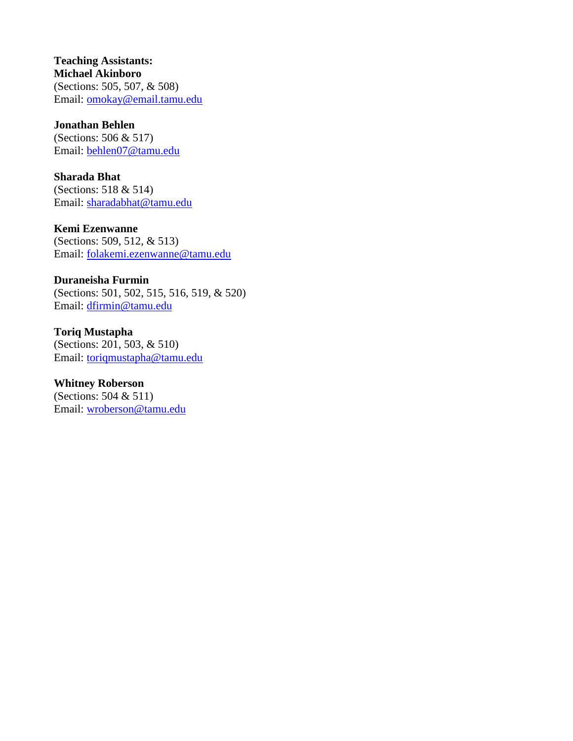**Teaching Assistants:**

**Michael Akinboro**
(Sections: 505, 507, & 508)
Email: omokay@email.tamu.edu

**Jonathan Behlen**
(Sections: 506 & 517)
Email: behlen07@tamu.edu

**Sharada Bhat**
(Sections: 518 & 514)
Email: sharadabhat@tamu.edu

**Kemi Ezenwanne**
(Sections: 509, 512, & 513)
Email: folakemi.ezenwanne@tamu.edu

**Duraneisha Furmin**
(Sections: 501, 502, 515, 516, 519, & 520)
Email: dfirmin@tamu.edu

**Toriq Mustapha**
(Sections: 201, 503, & 510)
Email: toriqmustapha@tamu.edu

**Whitney Roberson**
(Sections: 504 & 511)
Email: wroberson@tamu.edu